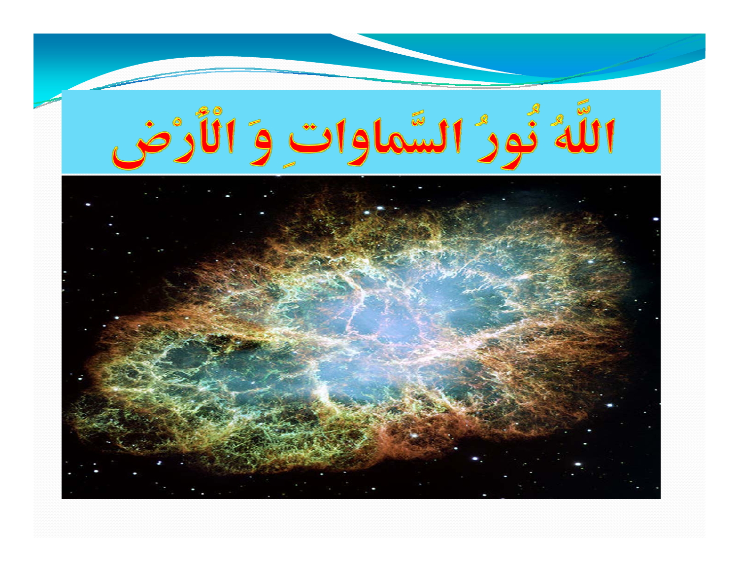# اللّهُ نُورُ السَّماواتِ وَ الْأَرْض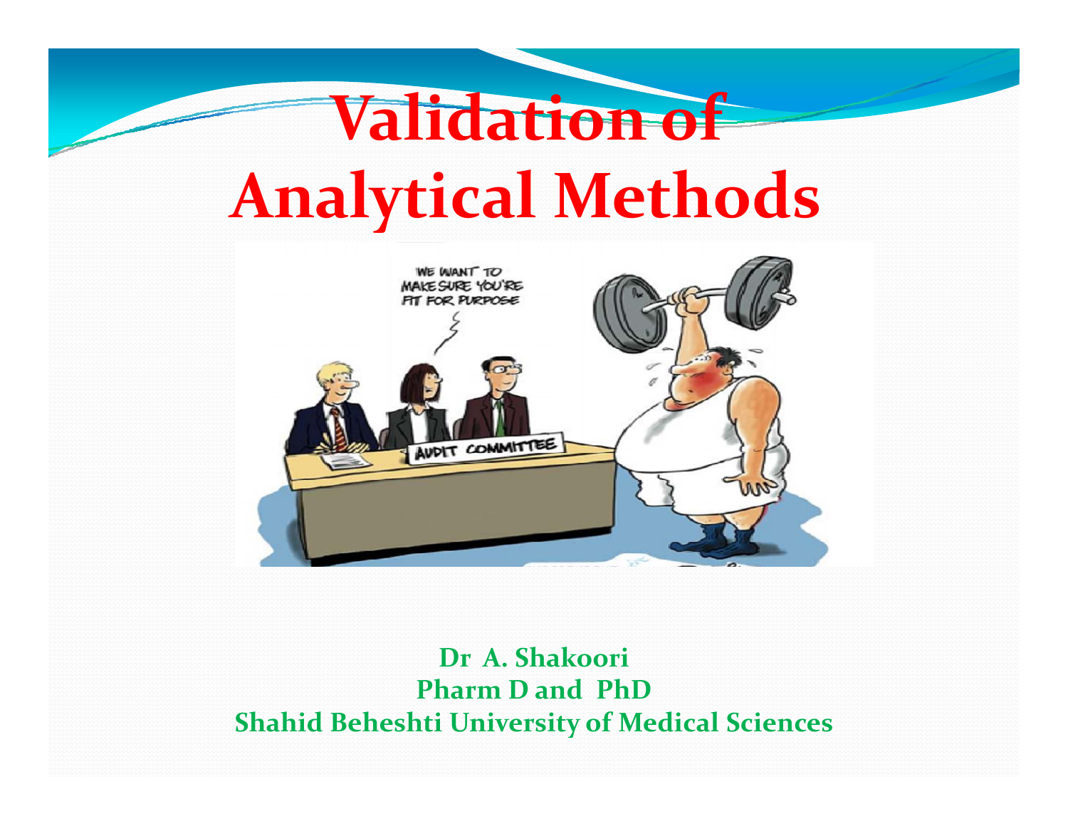# Validation of Analytical Methods

**Dr A. Shakoori**
**Pharm D and PhD**
**Shahid Beheshti University of Medical Sciences**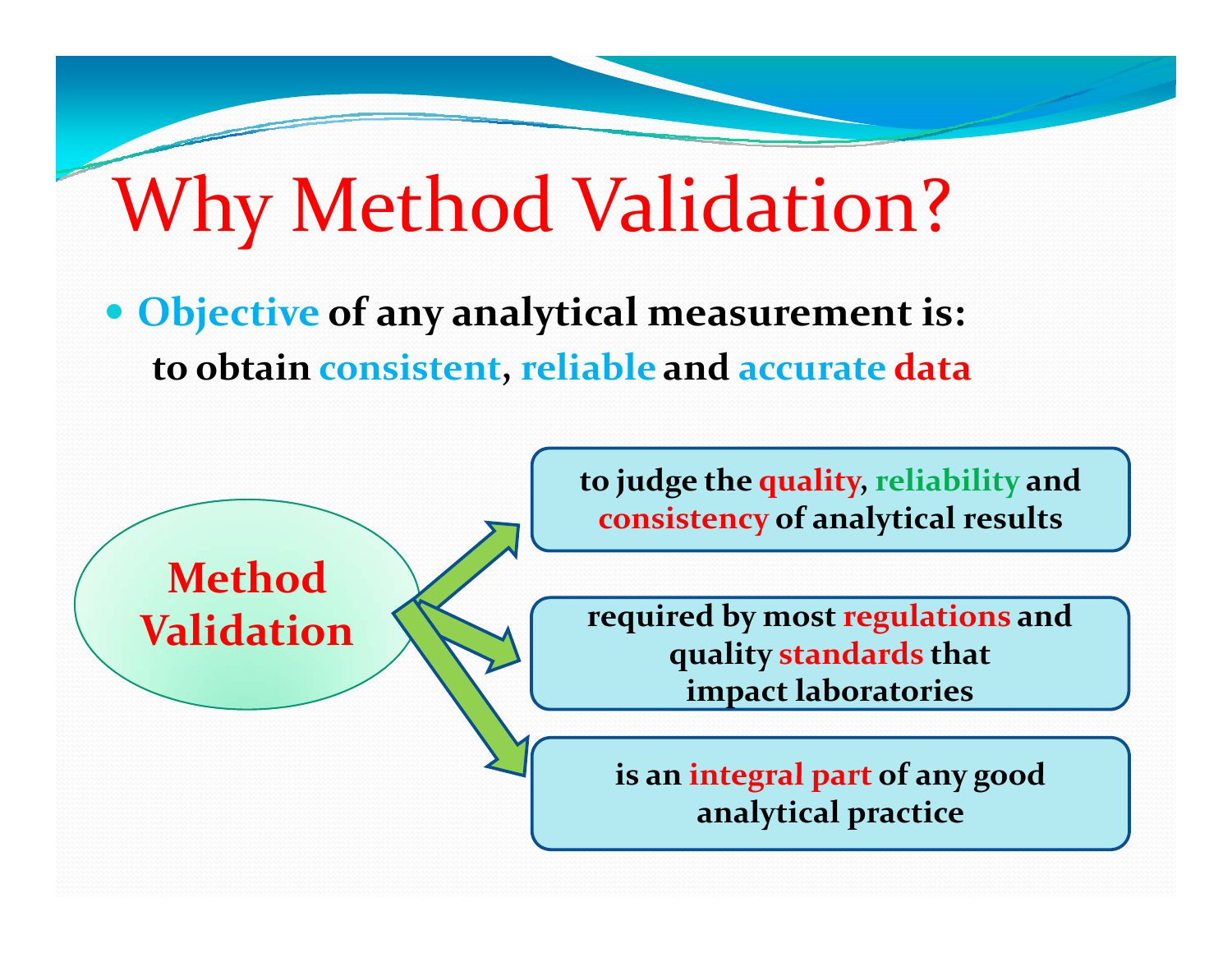# Why Method Validation?

- **Objective of any analytical measurement is:**
  **to obtain consistent, reliable and accurate data**

**Method Validation**

- **to judge the quality, reliability and consistency of analytical results**
- **required by most regulations and quality standards that impact laboratories**
- **is an integral part of any good analytical practice**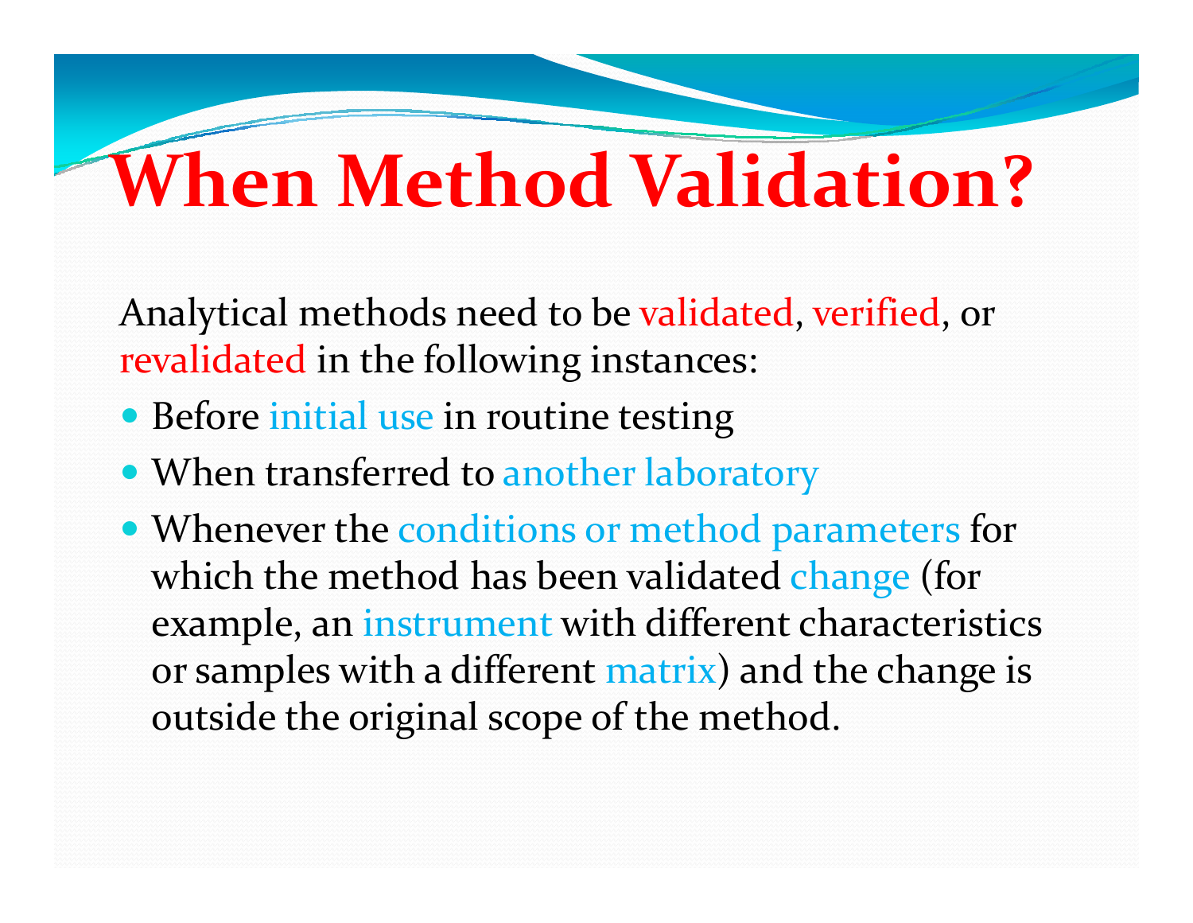# When Method Validation?

Analytical methods need to be validated, verified, or revalidated in the following instances:

- Before initial use in routine testing
- When transferred to another laboratory
- Whenever the conditions or method parameters for which the method has been validated change (for example, an instrument with different characteristics or samples with a different matrix) and the change is outside the original scope of the method.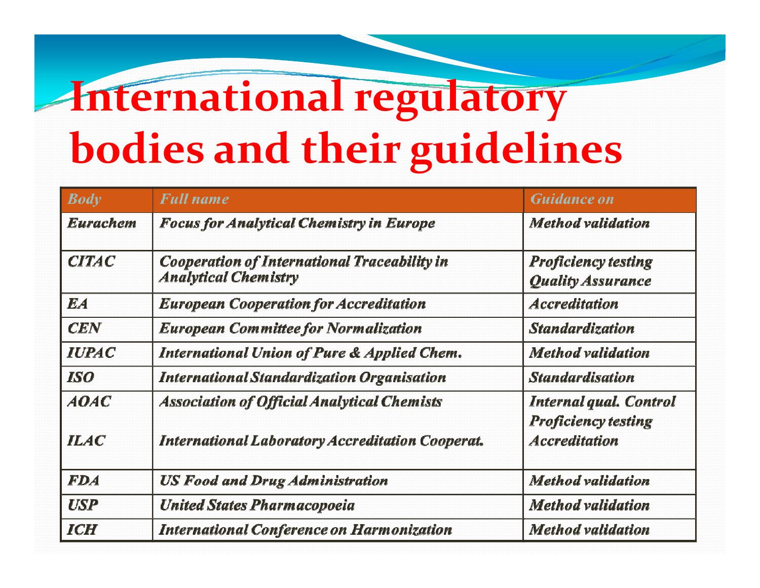# International regulatory bodies and their guidelines

| Body | Full name | Guidance on |
|---|---|---|
| *Eurachem* | *Focus for Analytical Chemistry in Europe* | *Method validation* |
| *CITAC* | *Cooperation of International Traceability in Analytical Chemistry* | *Proficiency testing Quality Assurance* |
| *EA* | *European Cooperation for Accreditation* | *Accreditation* |
| *CEN* | *European Committee for Normalization* | *Standardization* |
| *IUPAC* | *International Union of Pure & Applied Chem.* | *Method validation* |
| *ISO* | *International Standardization Organisation* | *Standardisation* |
| *AOAC* <br> *ILAC* | *Association of Official Analytical Chemists* <br> *International Laboratory Accreditation Cooperat.* | *Internal qual. Control Proficiency testing Accreditation* |
| *FDA* | *US Food and Drug Administration* | *Method validation* |
| *USP* | *United States Pharmacopoeia* | *Method validation* |
| *ICH* | *International Conference on Harmonization* | *Method validation* |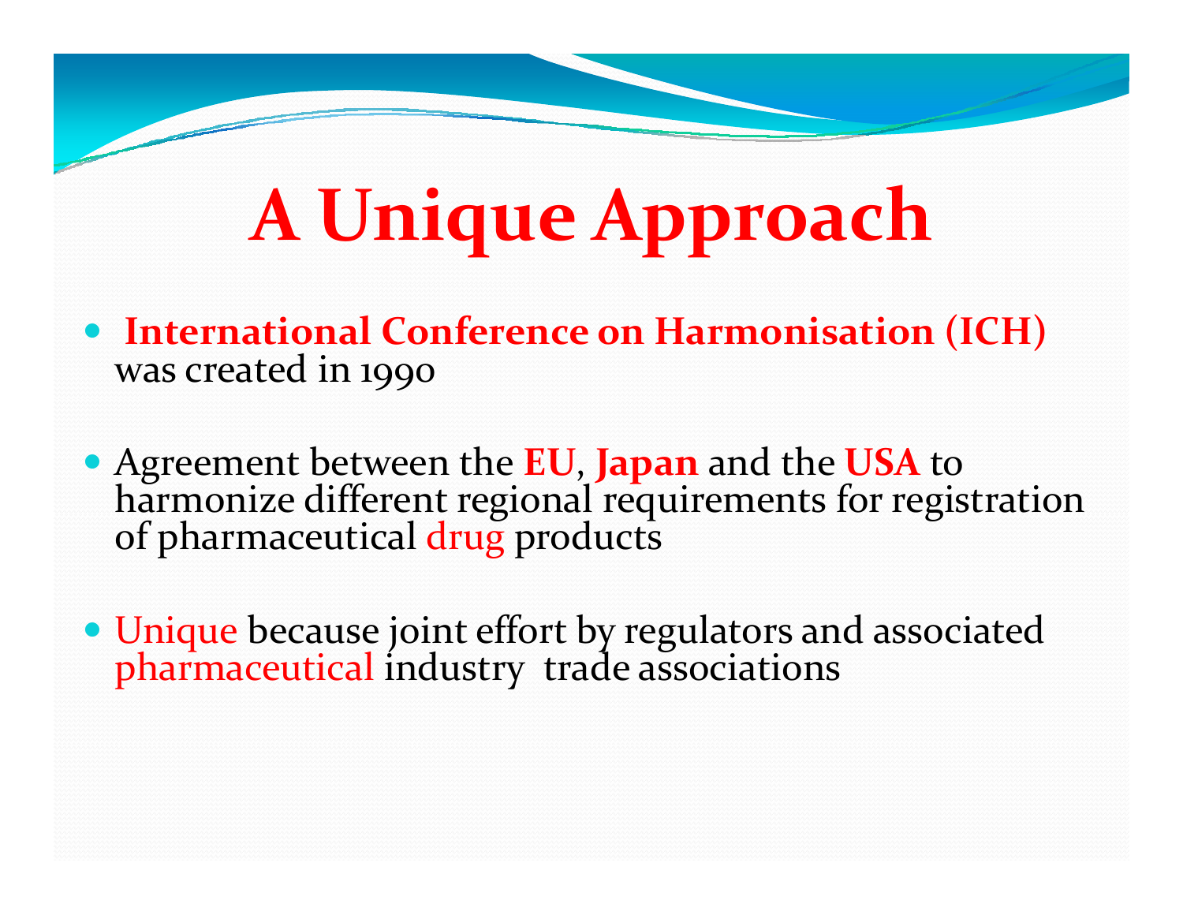# A Unique Approach

- **International Conference on Harmonisation (ICH)** was created in 1990
- Agreement between the **EU**, **Japan** and the **USA** to harmonize different regional requirements for registration of pharmaceutical drug products
- Unique because joint effort by regulators and associated pharmaceutical industry trade associations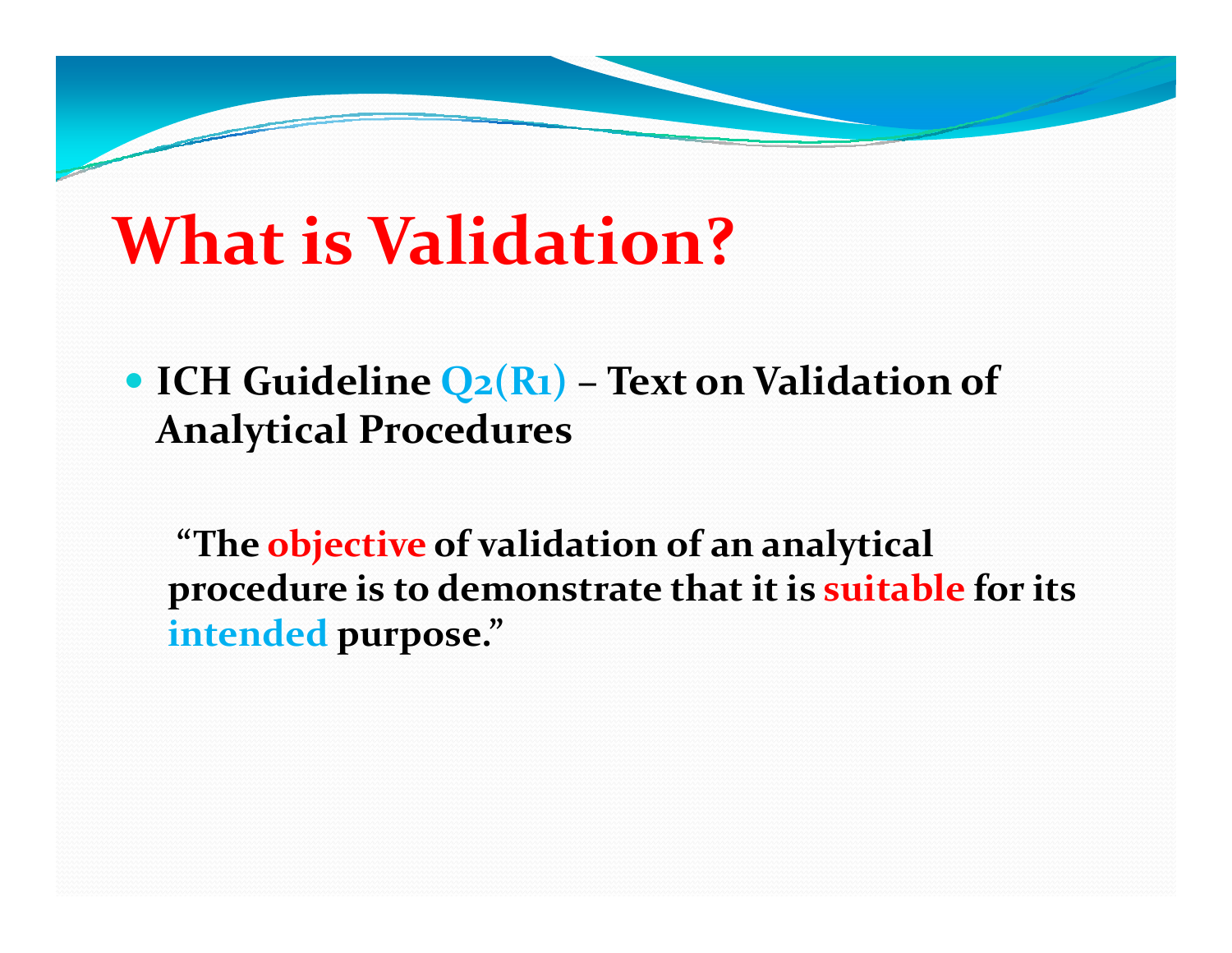# What is Validation?

- **ICH Guideline Q2(R1) – Text on Validation of Analytical Procedures**

**"The objective of validation of an analytical procedure is to demonstrate that it is suitable for its intended purpose."**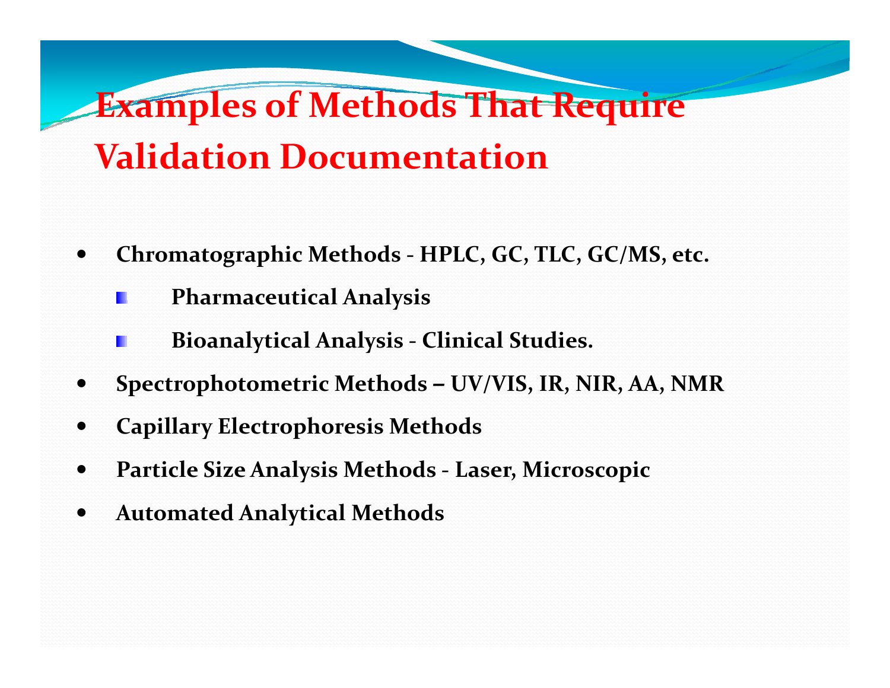# Examples of Methods That Require Validation Documentation

- **Chromatographic Methods - HPLC, GC, TLC, GC/MS, etc.**
  - **Pharmaceutical Analysis**
  - **Bioanalytical Analysis - Clinical Studies.**
- **Spectrophotometric Methods – UV/VIS, IR, NIR, AA, NMR**
- **Capillary Electrophoresis Methods**
- **Particle Size Analysis Methods - Laser, Microscopic**
- **Automated Analytical Methods**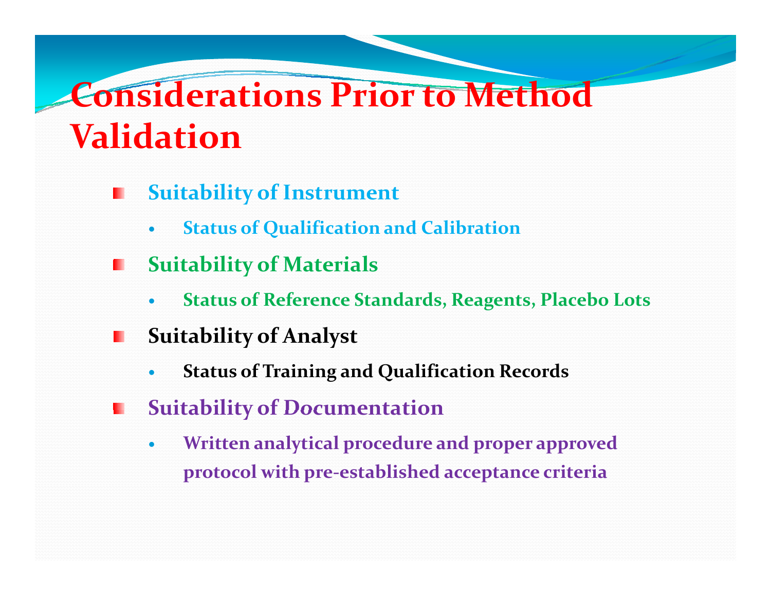# Considerations Prior to Method Validation

- **Suitability of Instrument**
  - **Status of Qualification and Calibration**
- **Suitability of Materials**
  - **Status of Reference Standards, Reagents, Placebo Lots**
- **Suitability of Analyst**
  - **Status of Training and Qualification Records**
- **Suitability of Documentation**
  - **Written analytical procedure and proper approved protocol with pre-established acceptance criteria**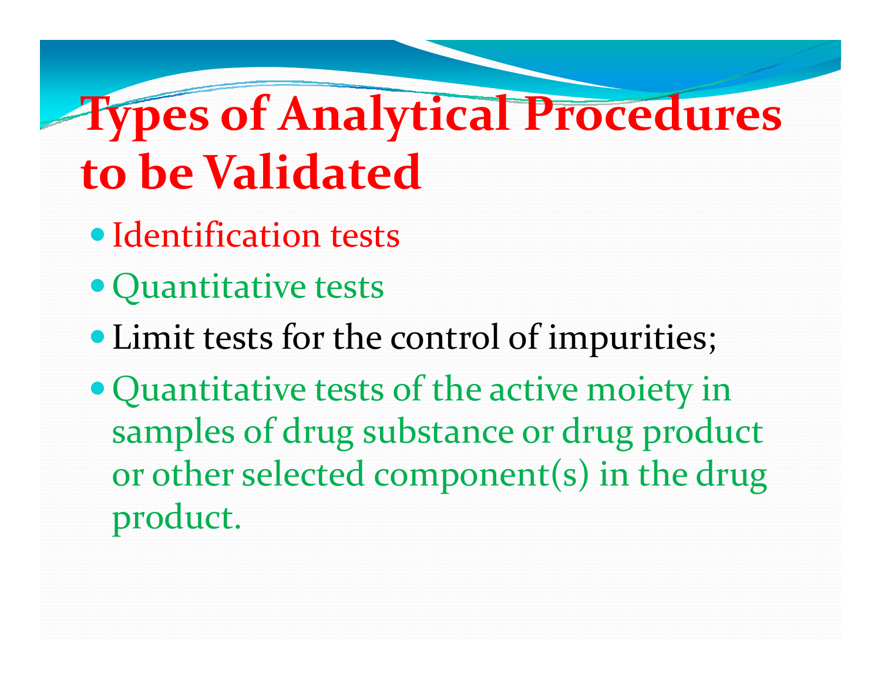# Types of Analytical Procedures to be Validated

- Identification tests
- Quantitative tests
- Limit tests for the control of impurities;
- Quantitative tests of the active moiety in samples of drug substance or drug product or other selected component(s) in the drug product.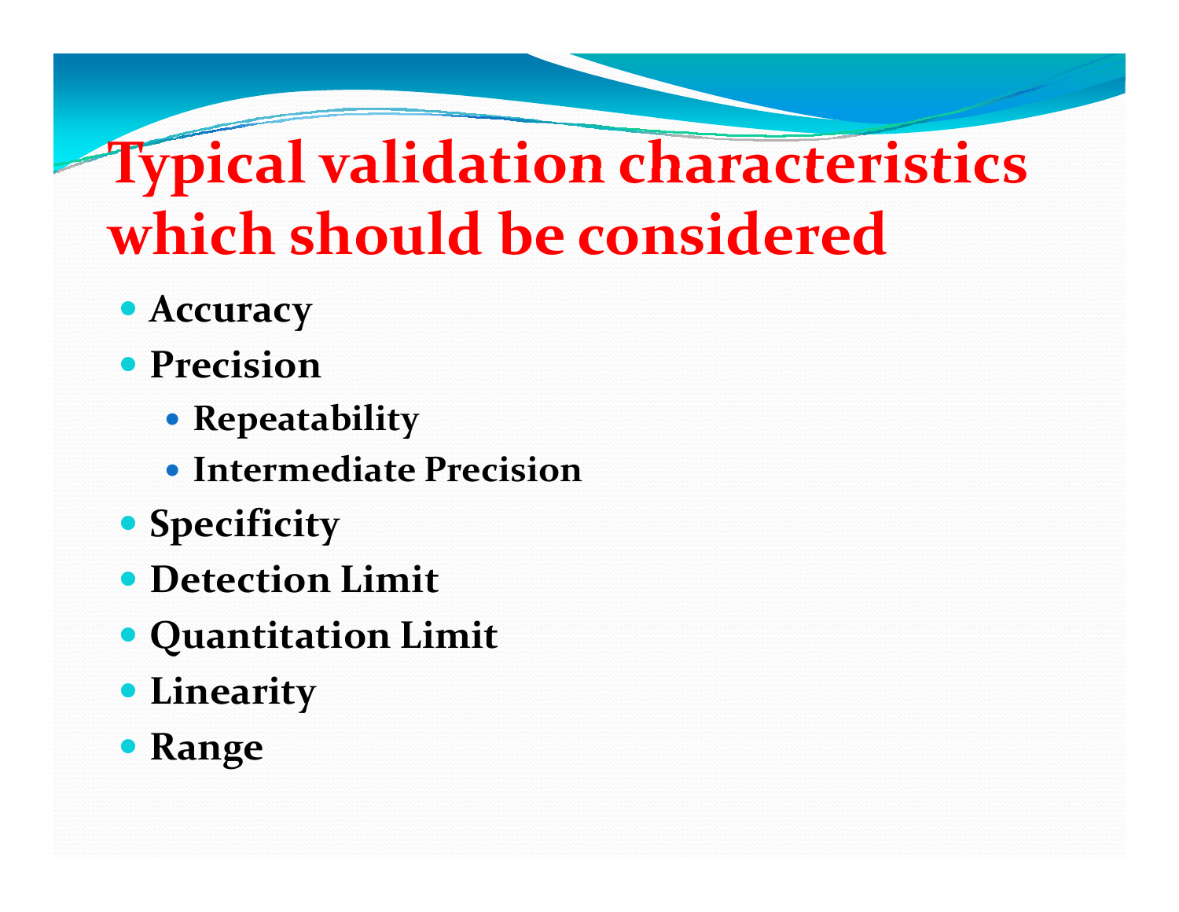# Typical validation characteristics which should be considered

- **Accuracy**
- **Precision**
  - **Repeatability**
  - **Intermediate Precision**
- **Specificity**
- **Detection Limit**
- **Quantitation Limit**
- **Linearity**
- **Range**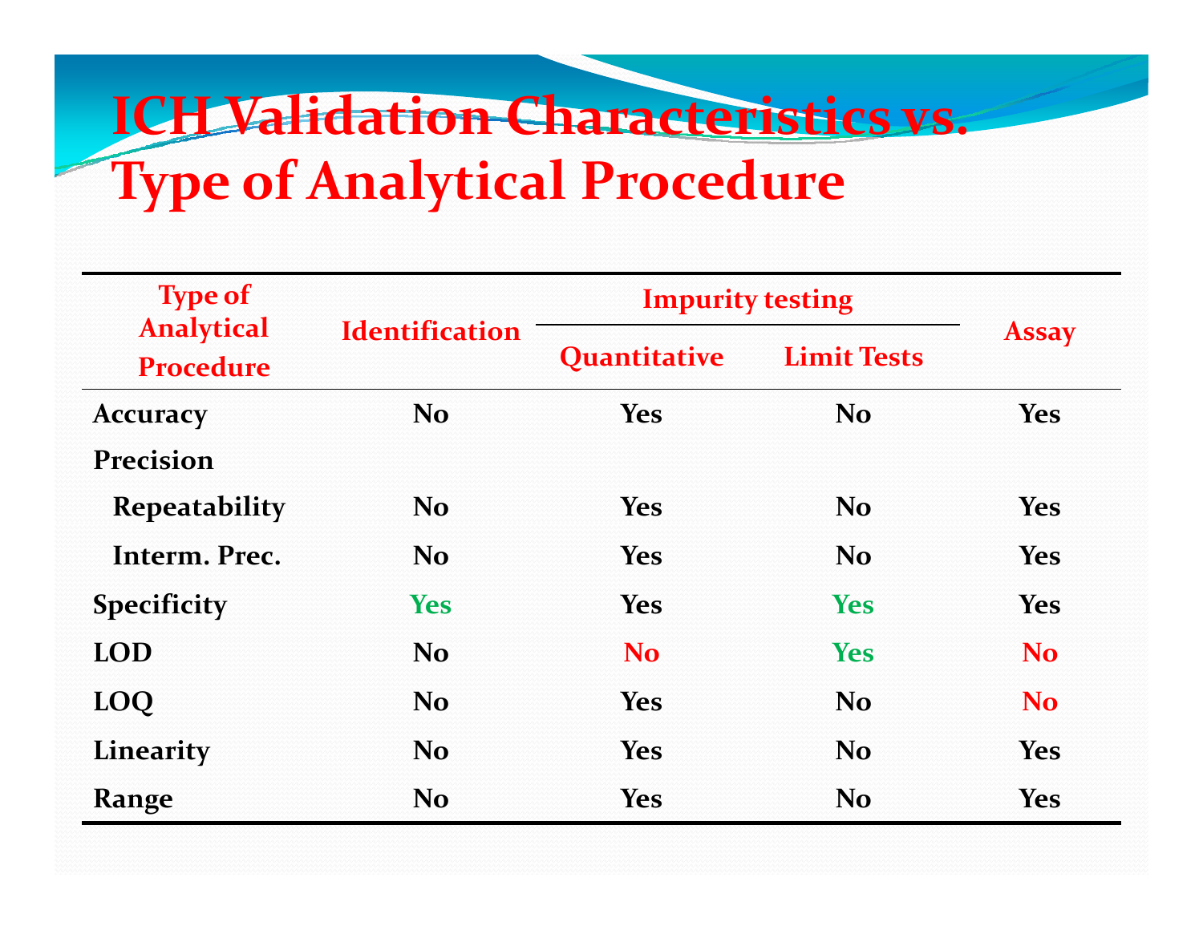# ICH Validation Characteristics vs. Type of Analytical Procedure

| Type of Analytical Procedure | Identification | Impurity testing | | Assay |
|---|---|---|---|---|
| | | Quantitative | Limit Tests | |
| **Accuracy** | No | Yes | No | Yes |
| **Precision** | | | | |
| **Repeatability** | No | Yes | No | Yes |
| **Interm. Prec.** | No | Yes | No | Yes |
| **Specificity** | Yes | Yes | Yes | Yes |
| **LOD** | No | No | Yes | No |
| **LOQ** | No | Yes | No | No |
| **Linearity** | No | Yes | No | Yes |
| **Range** | No | Yes | No | Yes |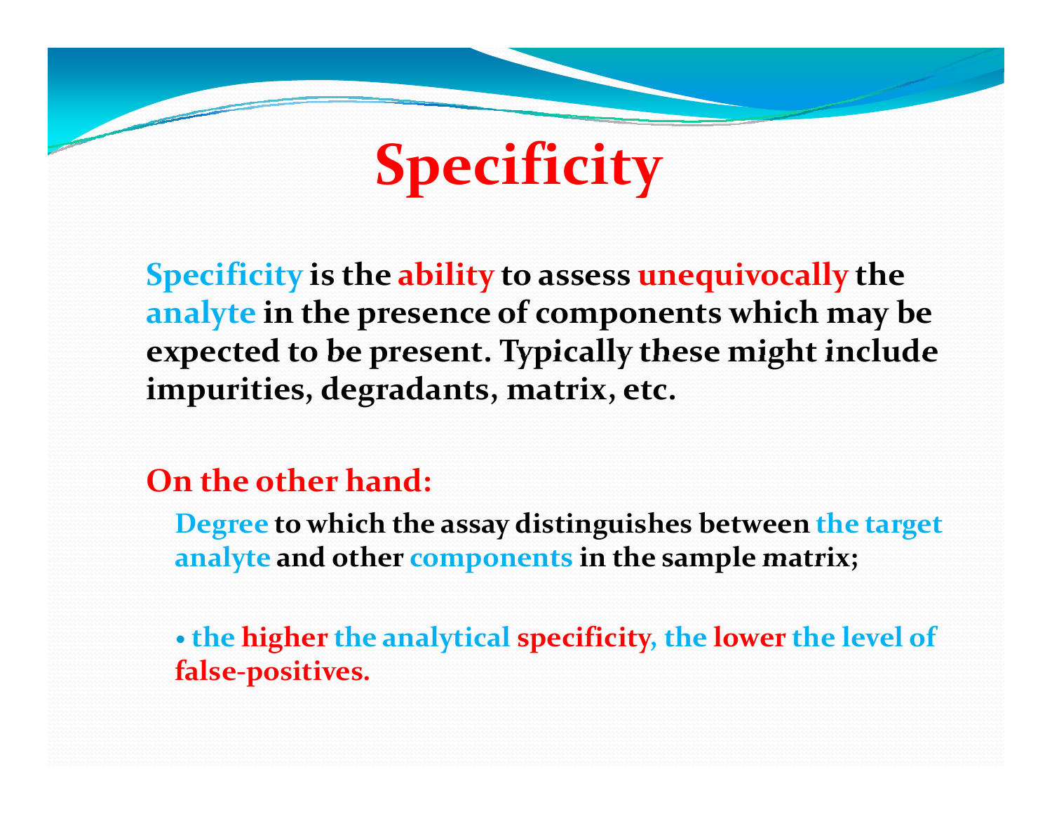# Specificity

**Specificity is the ability to assess unequivocally the analyte in the presence of components which may be expected to be present. Typically these might include impurities, degradants, matrix, etc.**

**On the other hand:**

**Degree to which the assay distinguishes between the target analyte and other components in the sample matrix;**

- **the higher the analytical specificity, the lower the level of false-positives.**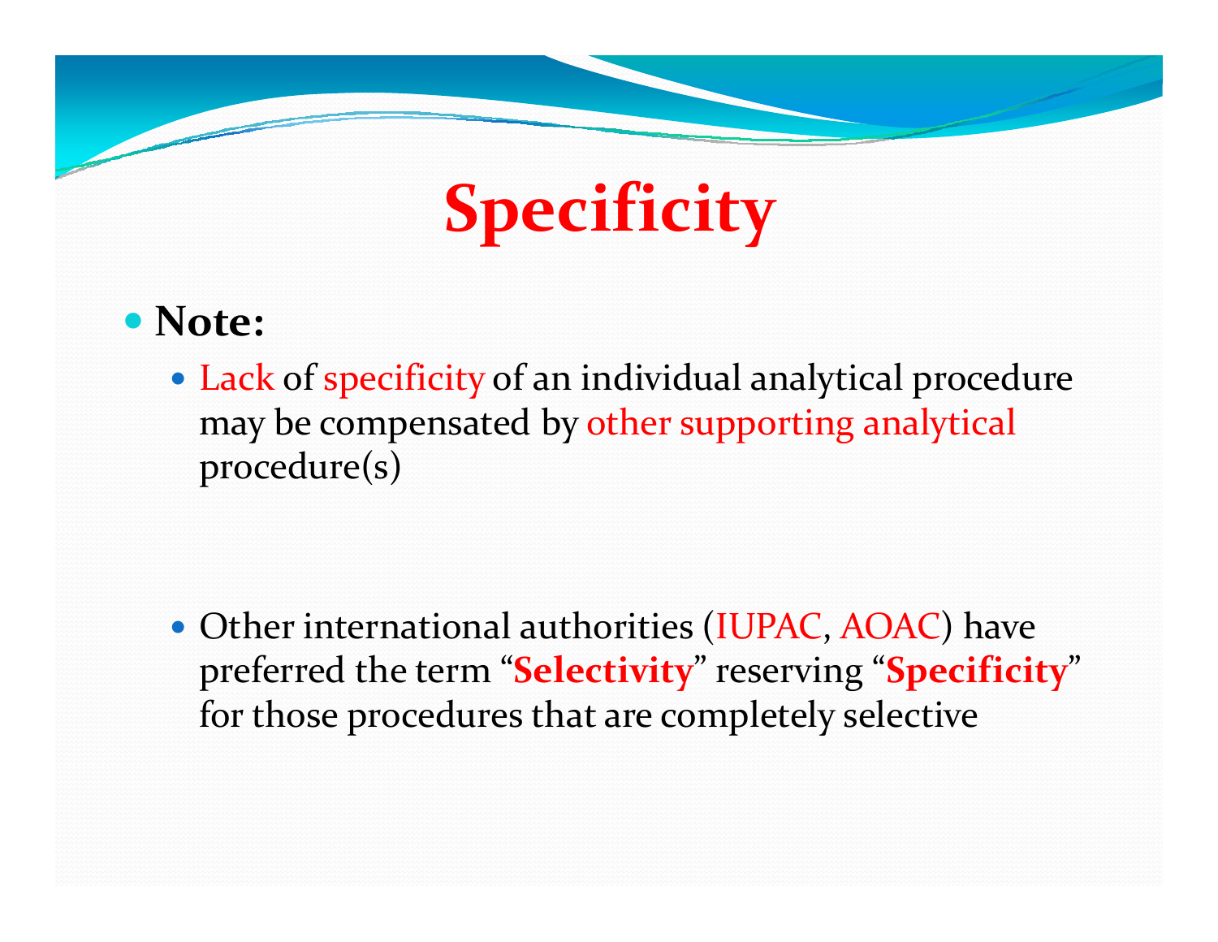# Specificity

- **Note:**
  - Lack of specificity of an individual analytical procedure may be compensated by other supporting analytical procedure(s)
  - Other international authorities (IUPAC, AOAC) have preferred the term "**Selectivity**" reserving "**Specificity**" for those procedures that are completely selective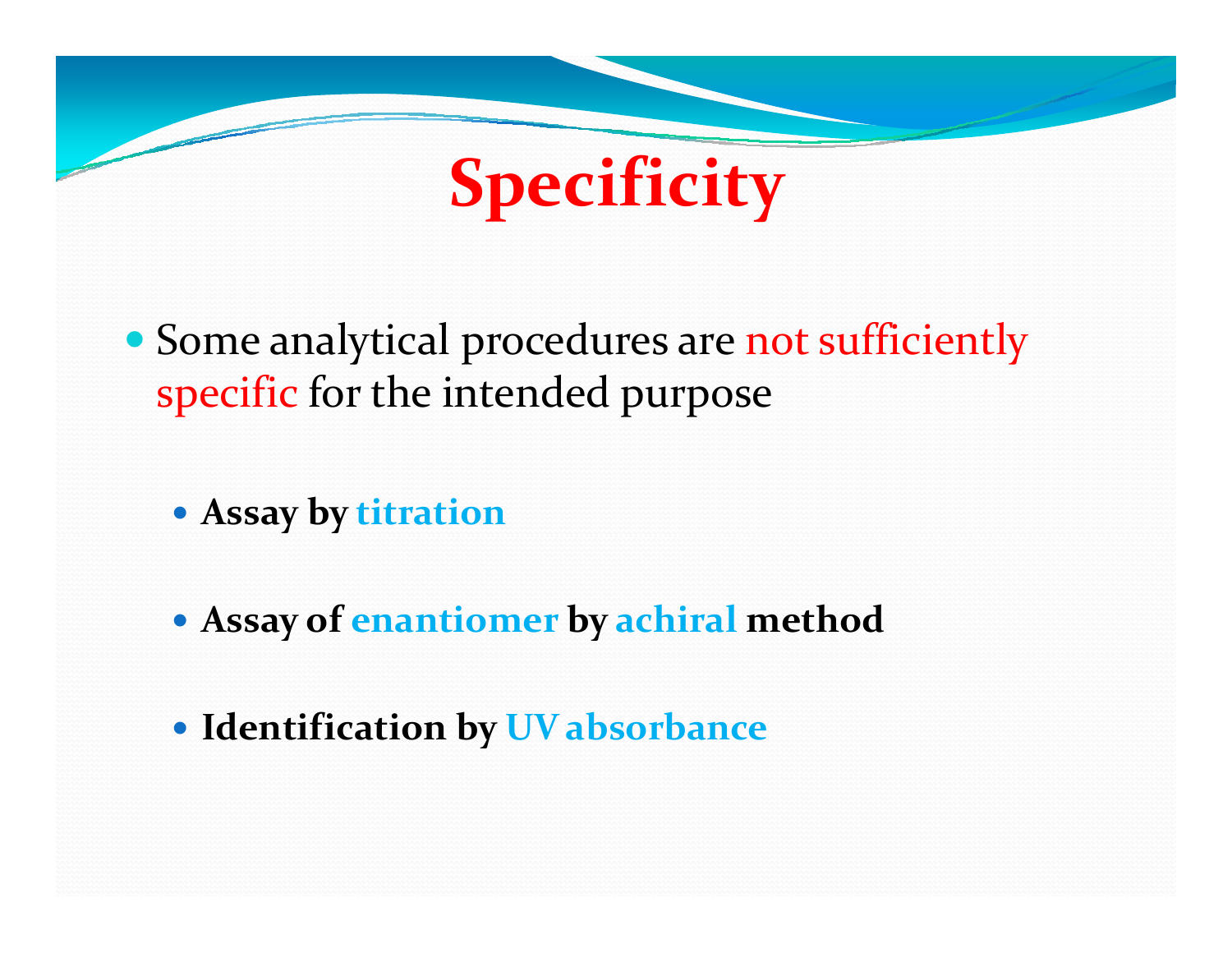# Specificity

- Some analytical procedures are not sufficiently specific for the intended purpose
  - **Assay by titration**
  - **Assay of enantiomer by achiral method**
  - **Identification by UV absorbance**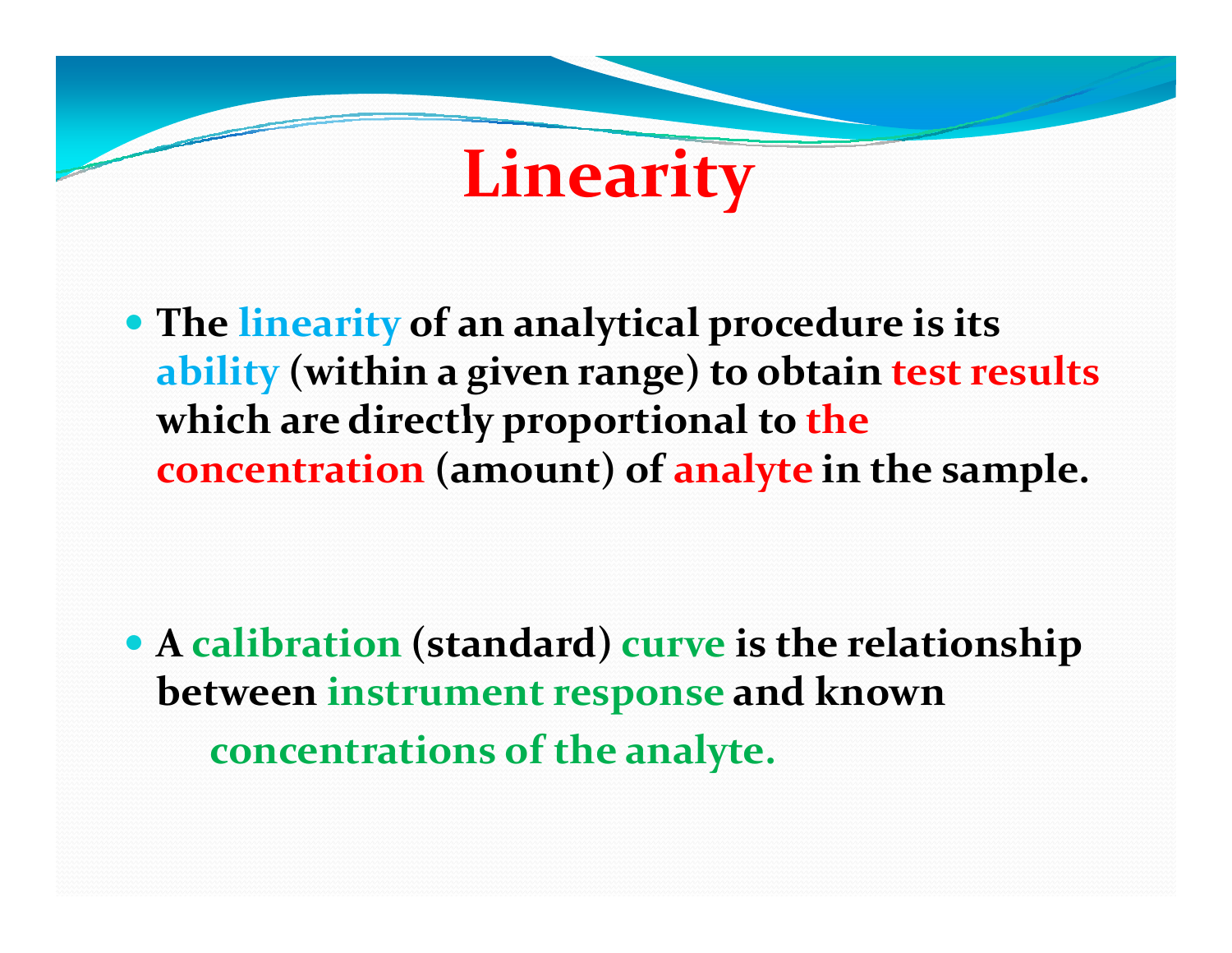# Linearity

- **The linearity of an analytical procedure is its ability (within a given range) to obtain test results which are directly proportional to the concentration (amount) of analyte in the sample.**

- **A calibration (standard) curve is the relationship between instrument response and known concentrations of the analyte.**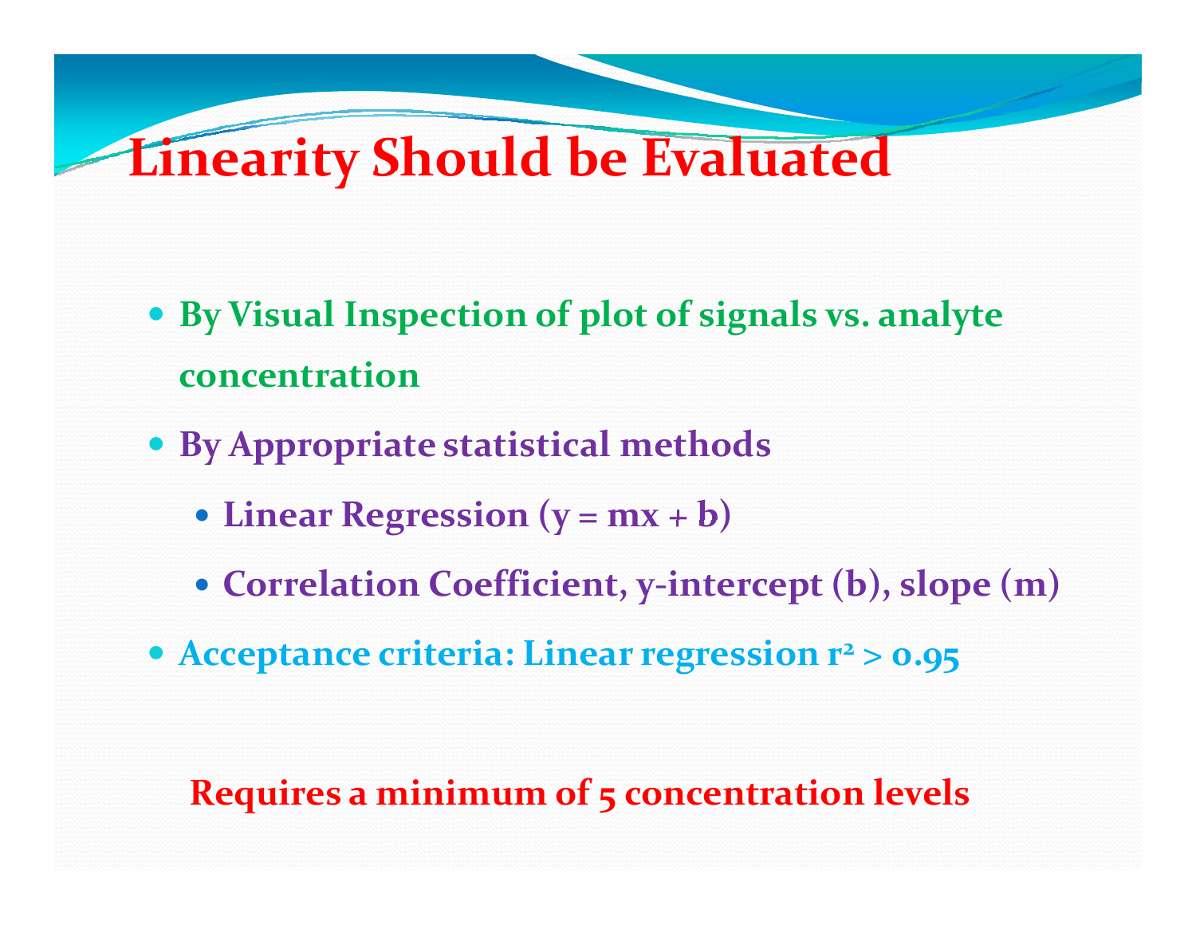# Linearity Should be Evaluated

- **By Visual Inspection of plot of signals vs. analyte concentration**
- **By Appropriate statistical methods**
  - **Linear Regression ($y = mx + b$)**
  - **Correlation Coefficient, y-intercept (b), slope (m)**
- **Acceptance criteria: Linear regression $r^2 > 0.95$**

**Requires a minimum of 5 concentration levels**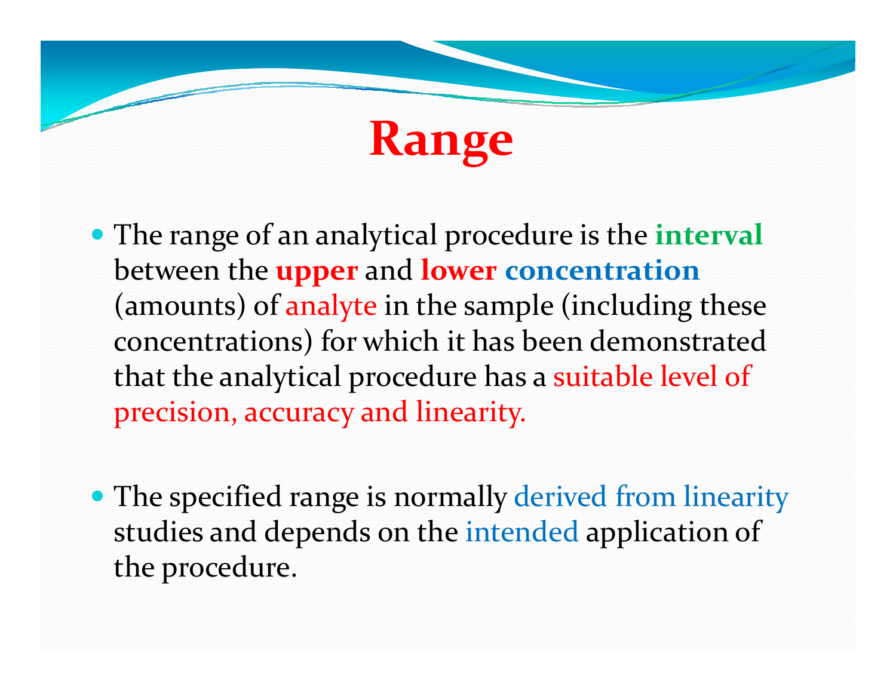# Range

- The range of an analytical procedure is the **interval** between the **upper** and **lower** **concentration** (amounts) of analyte in the sample (including these concentrations) for which it has been demonstrated that the analytical procedure has a suitable level of precision, accuracy and linearity.

- The specified range is normally derived from linearity studies and depends on the intended application of the procedure.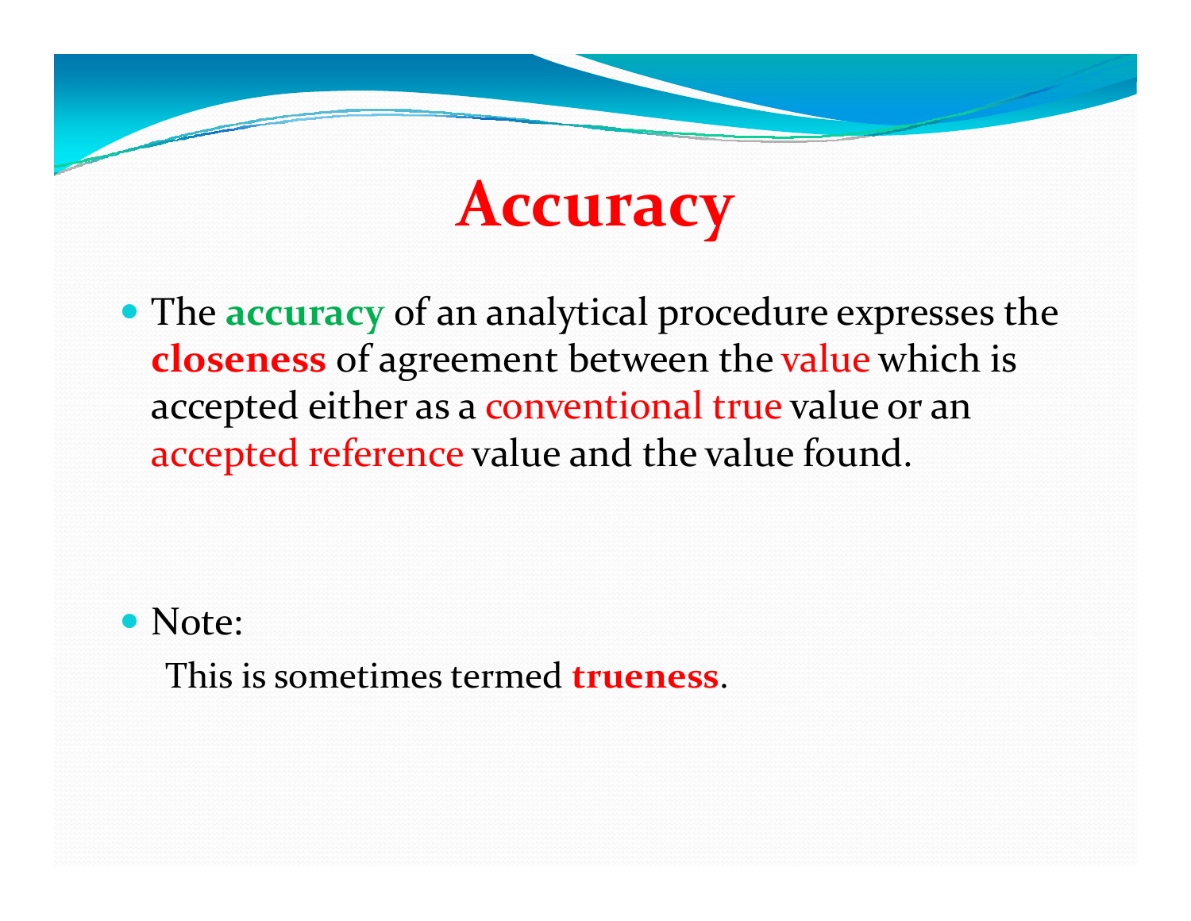# Accuracy

- The **accuracy** of an analytical procedure expresses the **closeness** of agreement between the value which is accepted either as a conventional true value or an accepted reference value and the value found.

- Note:

  This is sometimes termed **trueness**.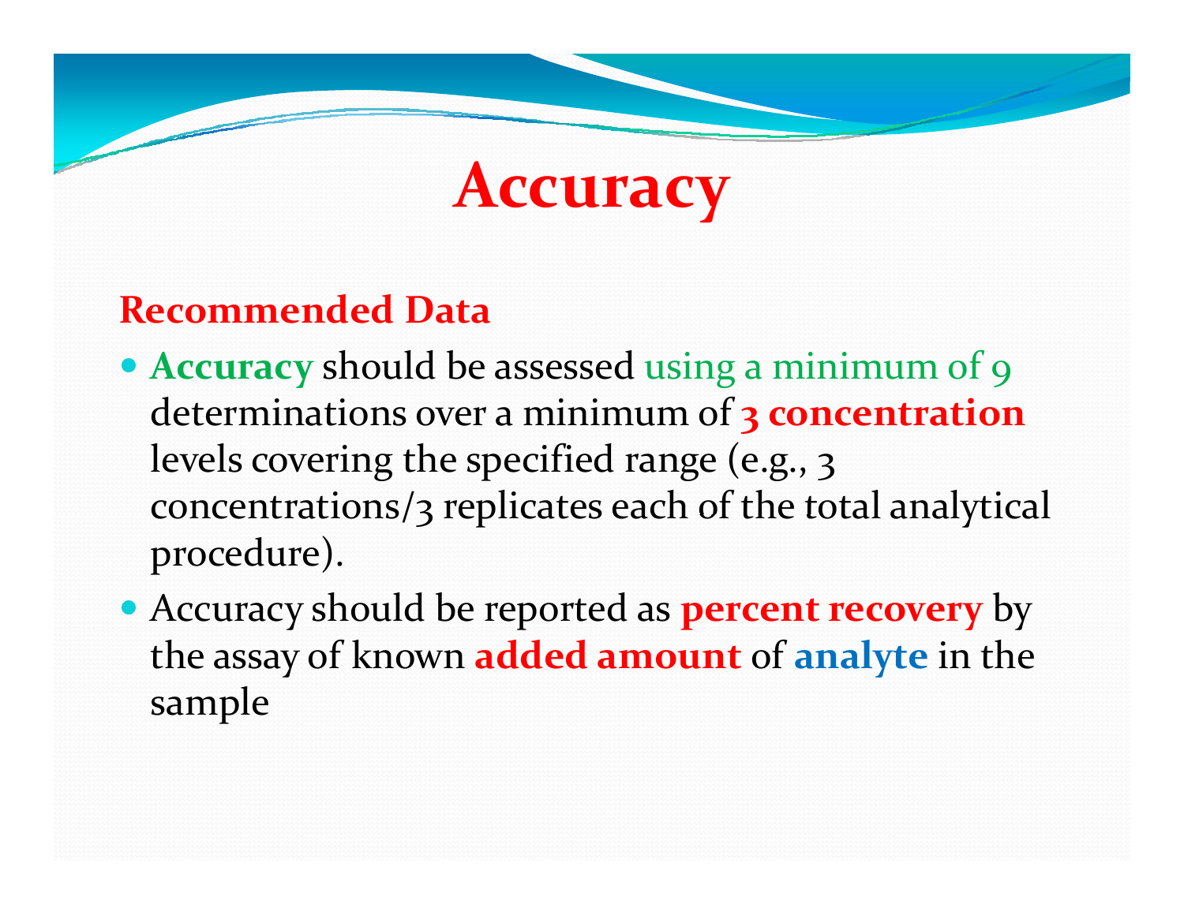# Accuracy

## Recommended Data

- **Accuracy** should be assessed using a minimum of 9 determinations over a minimum of **3 concentration** levels covering the specified range (e.g., 3 concentrations/3 replicates each of the total analytical procedure).
- Accuracy should be reported as **percent recovery** by the assay of known **added amount** of **analyte** in the sample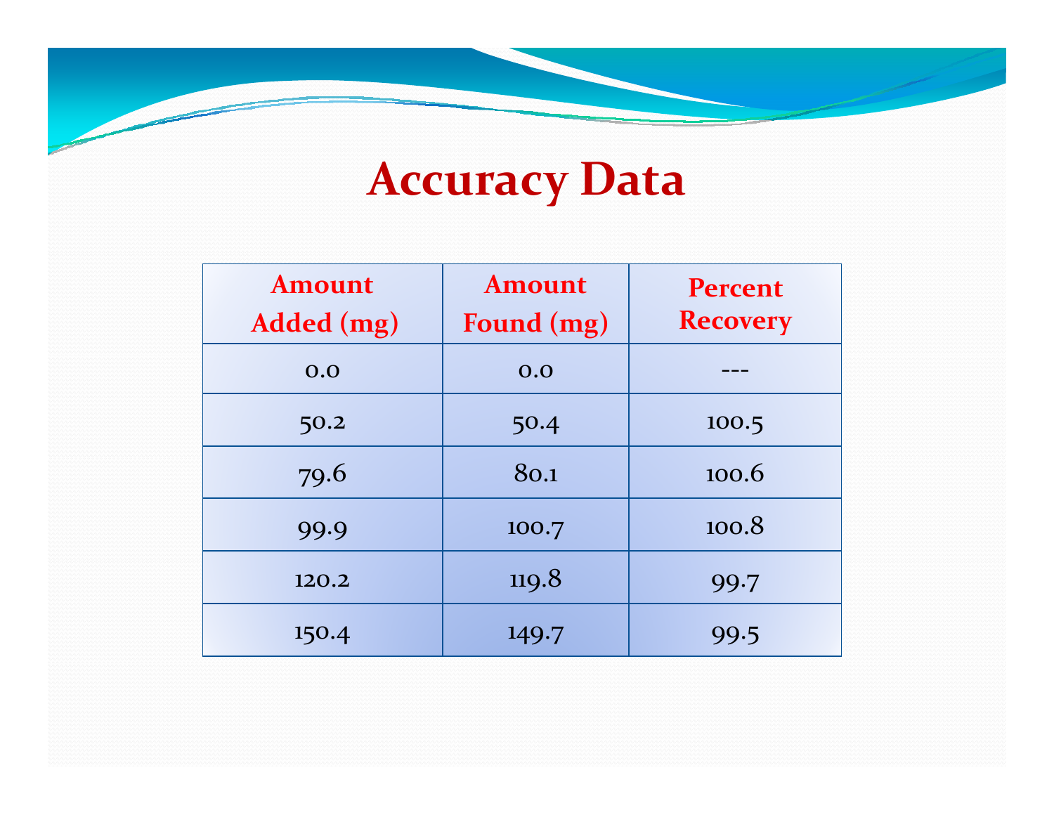# Accuracy Data

| Amount Added (mg) | Amount Found (mg) | Percent Recovery |
|---|---|---|
| 0.0 | 0.0 | --- |
| 50.2 | 50.4 | 100.5 |
| 79.6 | 80.1 | 100.6 |
| 99.9 | 100.7 | 100.8 |
| 120.2 | 119.8 | 99.7 |
| 150.4 | 149.7 | 99.5 |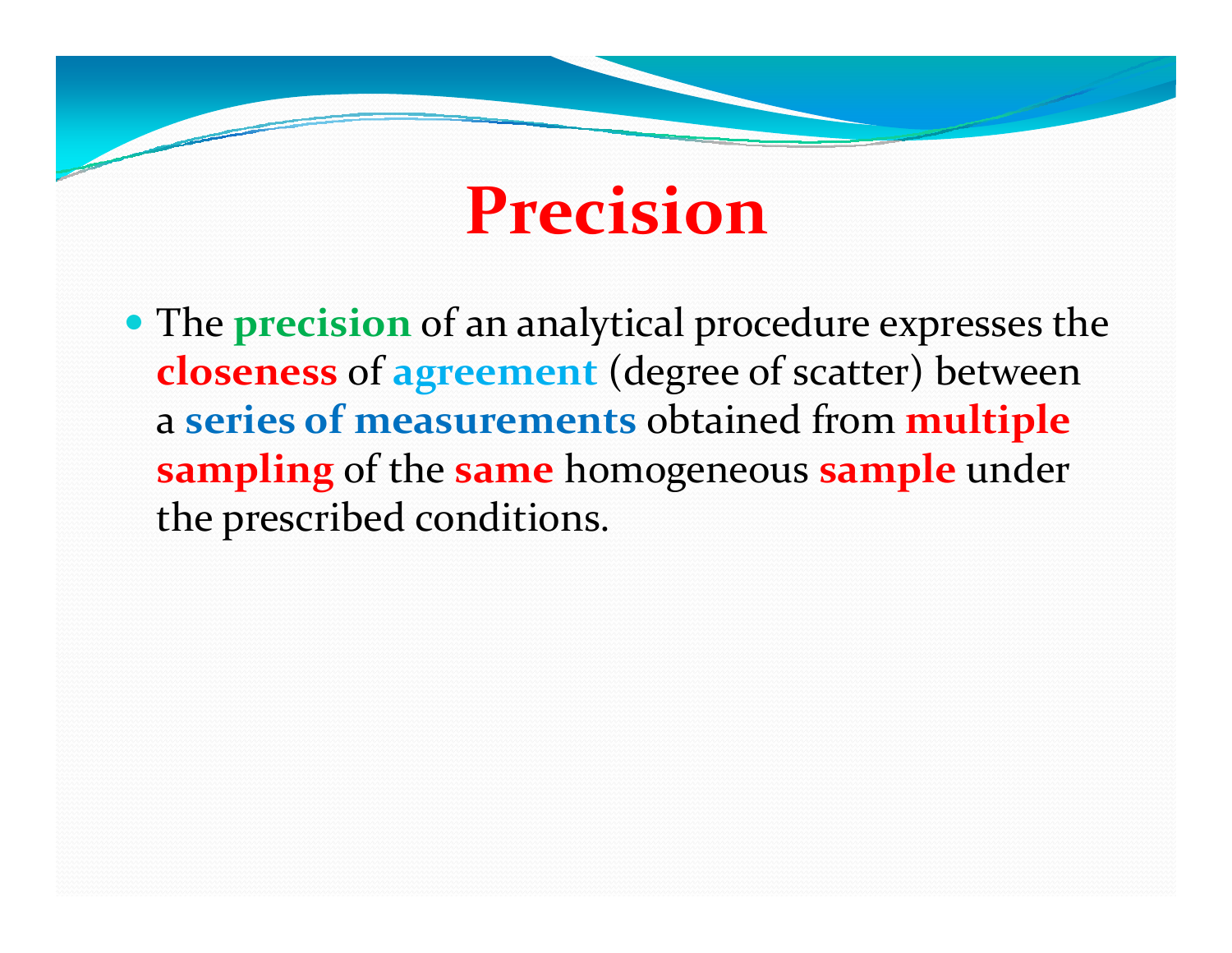# Precision

- The **precision** of an analytical procedure expresses the **closeness** of **agreement** (degree of scatter) between a **series of measurements** obtained from **multiple sampling** of the **same** homogeneous **sample** under the prescribed conditions.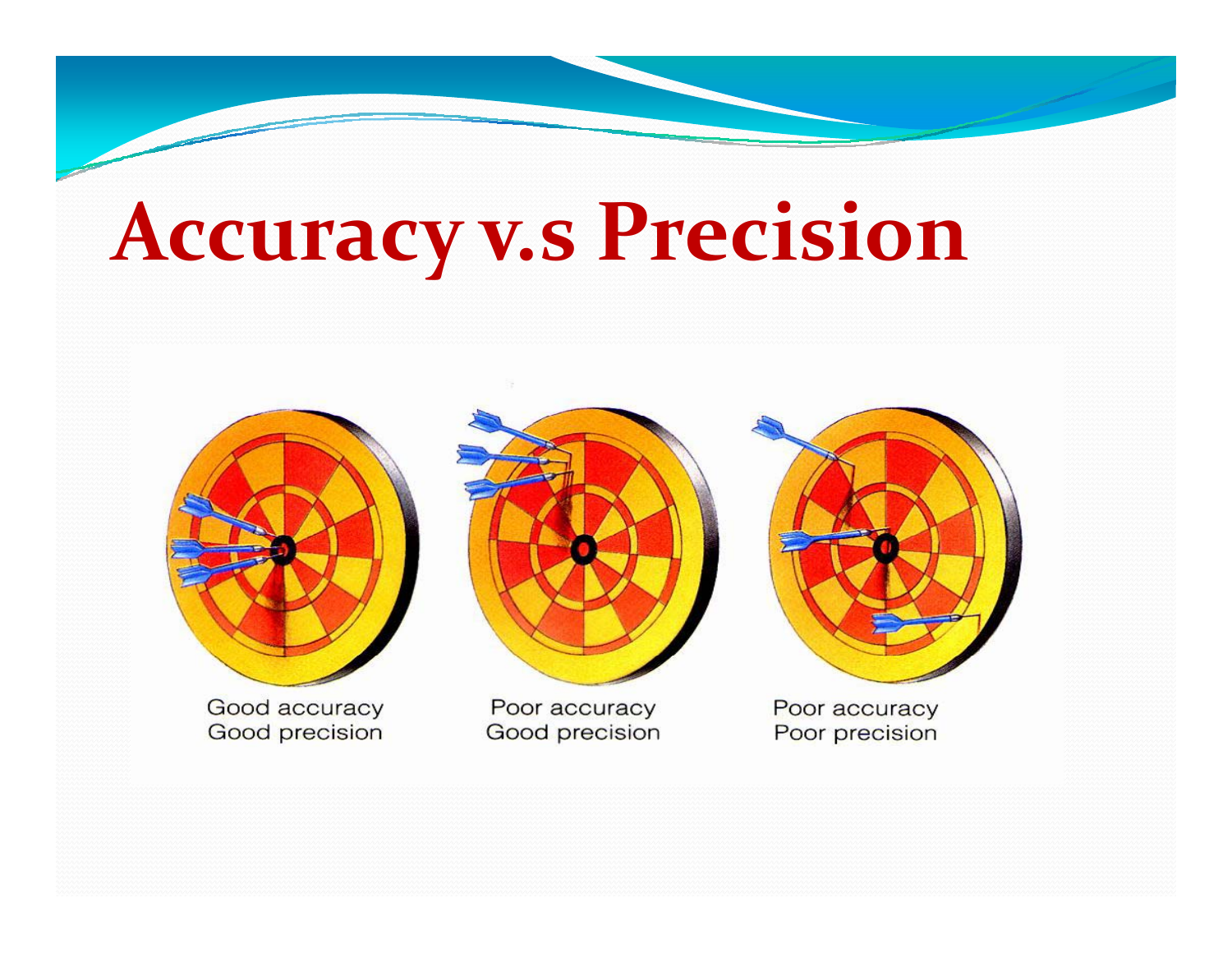# Accuracy v.s Precision

Good accuracy
Good precision

Poor accuracy
Good precision

Poor accuracy
Poor precision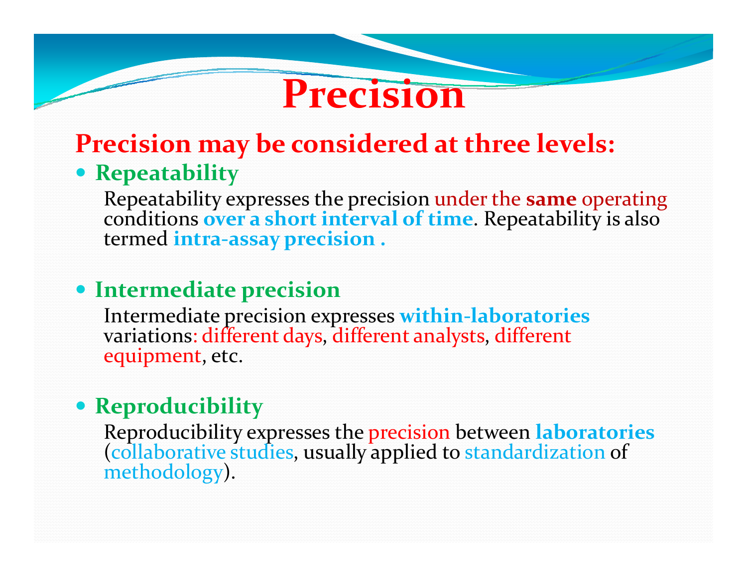# Precision

## Precision may be considered at three levels:

- **Repeatability**

  Repeatability expresses the precision under the **same** operating conditions **over a short interval of time**. Repeatability is also termed **intra-assay precision .**

- **Intermediate precision**

  Intermediate precision expresses **within-laboratories** variations: different days, different analysts, different equipment, etc.

- **Reproducibility**

  Reproducibility expresses the precision between **laboratories** (collaborative studies, usually applied to standardization of methodology).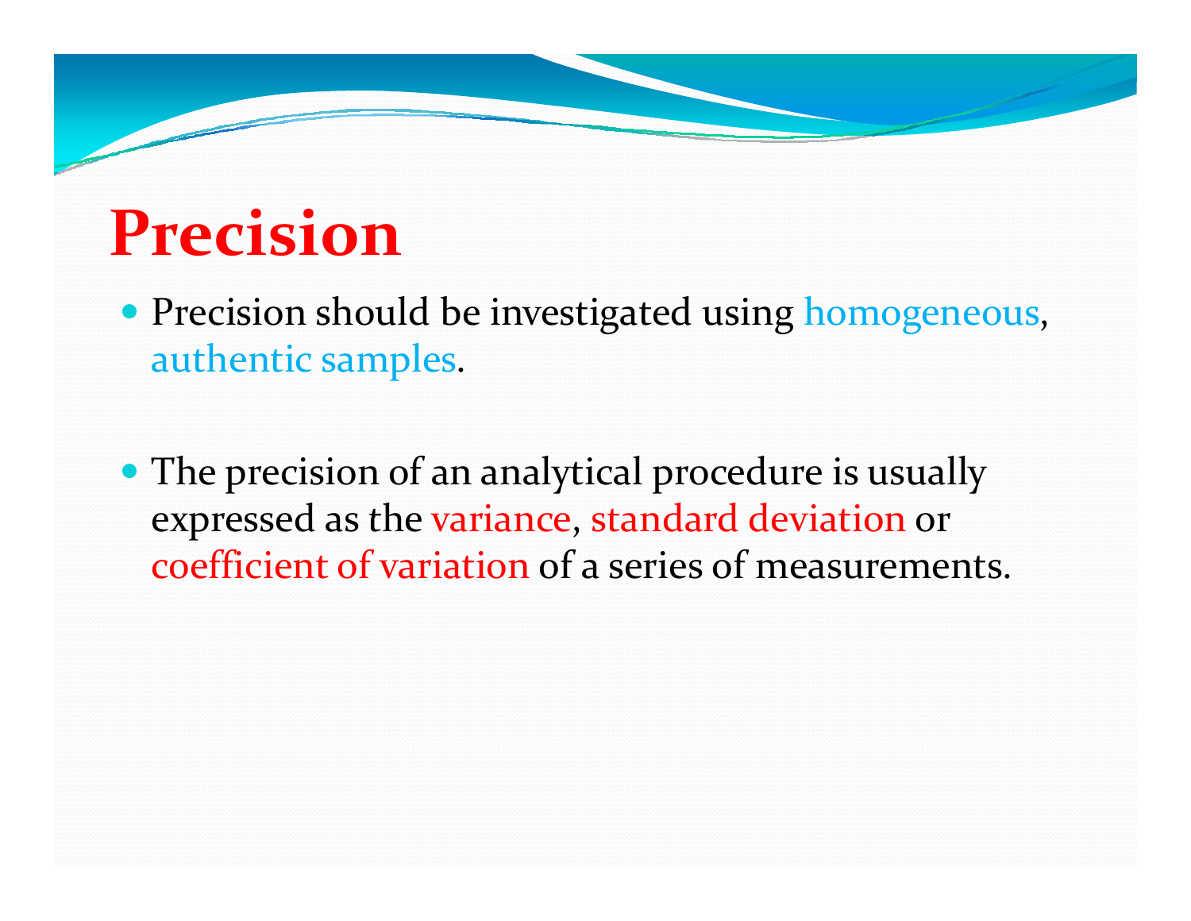# Precision

- Precision should be investigated using homogeneous, authentic samples.

- The precision of an analytical procedure is usually expressed as the variance, standard deviation or coefficient of variation of a series of measurements.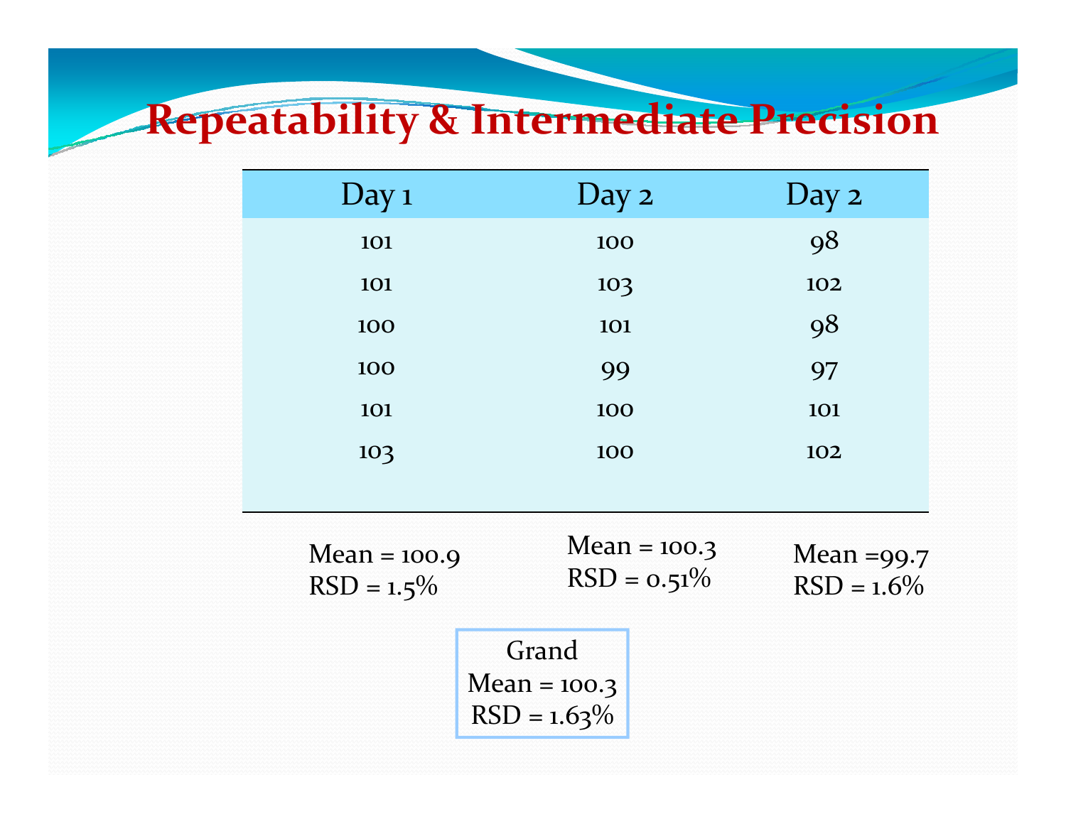# Repeatability & Intermediate Precision

| Day 1 | Day 2 | Day 2 |
|---|---|---|
| 101 | 100 | 98 |
| 101 | 103 | 102 |
| 100 | 101 | 98 |
| 100 | 99 | 97 |
| 101 | 100 | 101 |
| 103 | 100 | 102 |

Mean = 100.9
RSD = 1.5%

Mean = 100.3
RSD = 0.51%

Mean =99.7
RSD = 1.6%

Grand
Mean = 100.3
RSD = 1.63%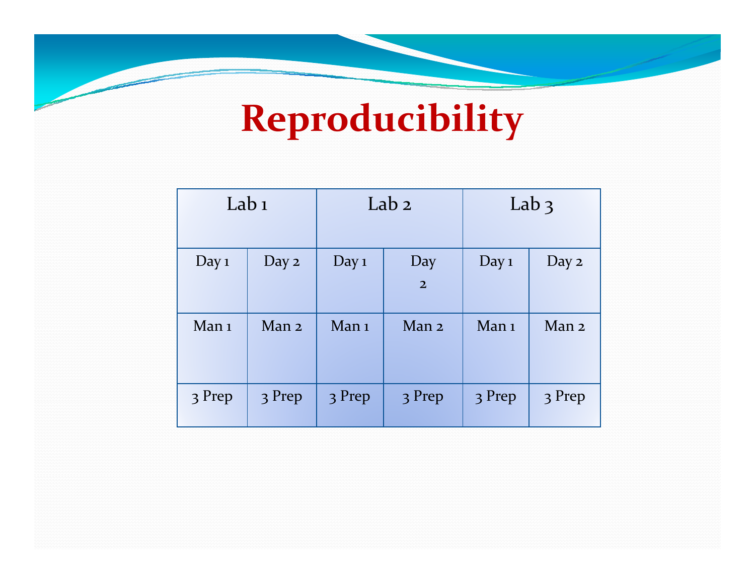# Reproducibility

| Lab 1 | | Lab 2 | | Lab 3 | |
|---|---|---|---|---|---|
| Day 1 | Day 2 | Day 1 | Day 2 | Day 1 | Day 2 |
| Man 1 | Man 2 | Man 1 | Man 2 | Man 1 | Man 2 |
| 3 Prep | 3 Prep | 3 Prep | 3 Prep | 3 Prep | 3 Prep |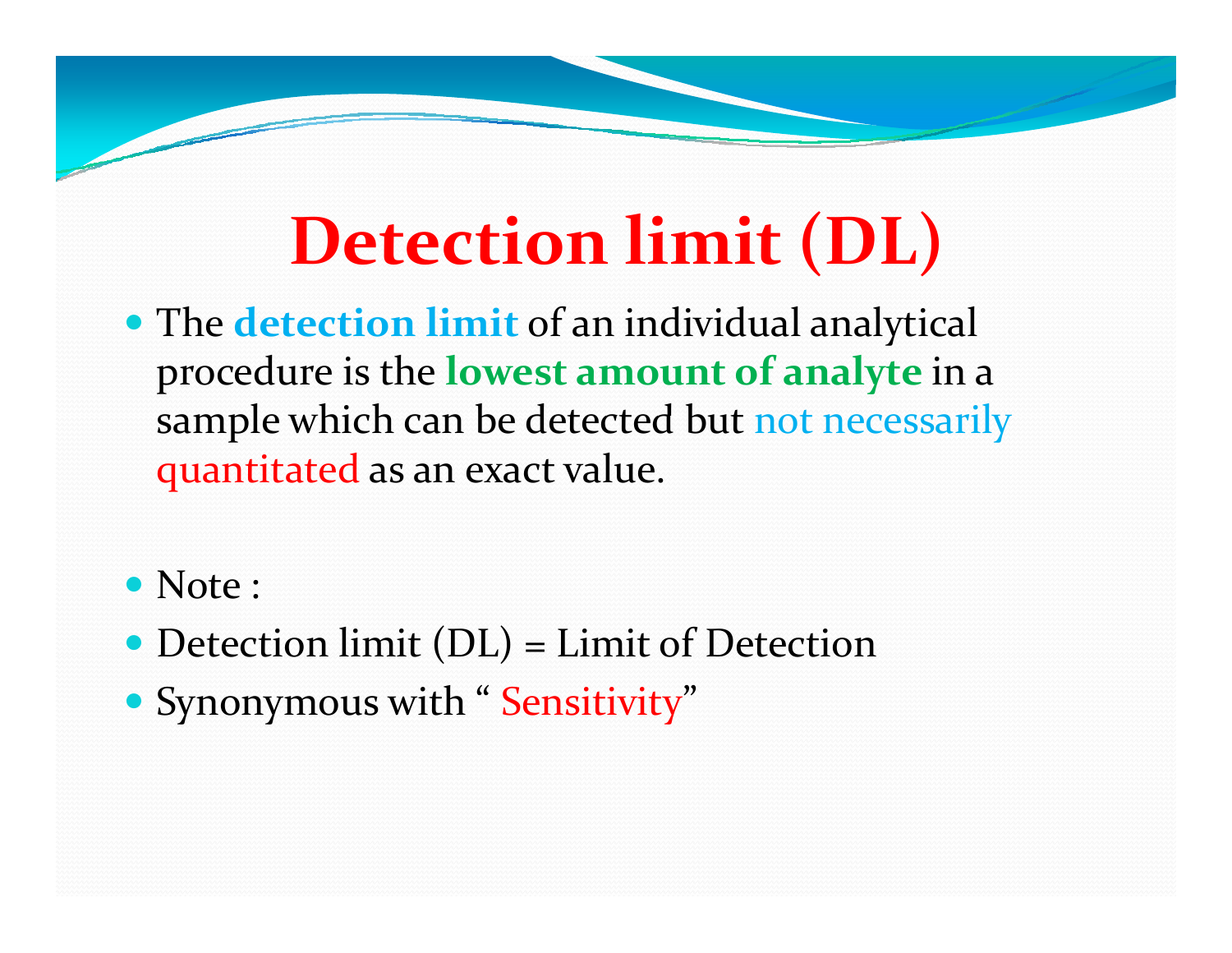# Detection limit (DL)

- The **detection limit** of an individual analytical procedure is the **lowest amount of analyte** in a sample which can be detected but not necessarily quantitated as an exact value.

- Note :
- Detection limit (DL) = Limit of Detection
- Synonymous with " Sensitivity"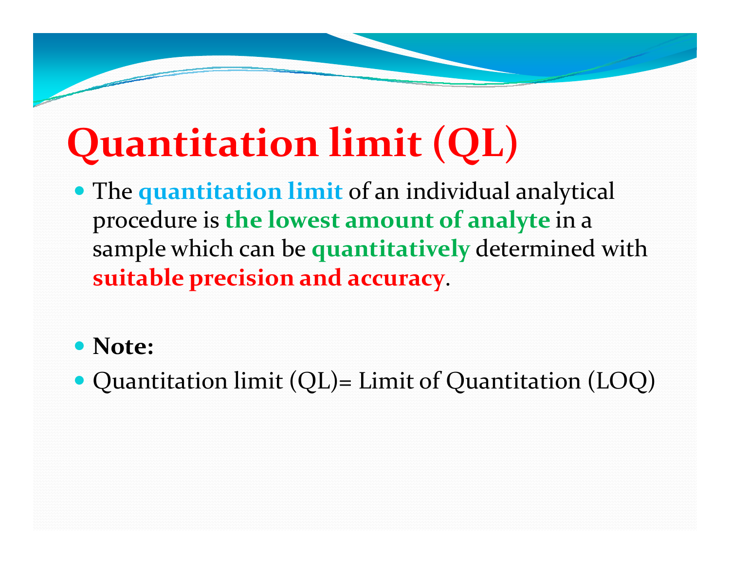# Quantitation limit (QL)

- The **quantitation limit** of an individual analytical procedure is **the lowest amount of analyte** in a sample which can be **quantitatively** determined with **suitable precision and accuracy**.

- **Note:**
- Quantitation limit (QL)= Limit of Quantitation (LOQ)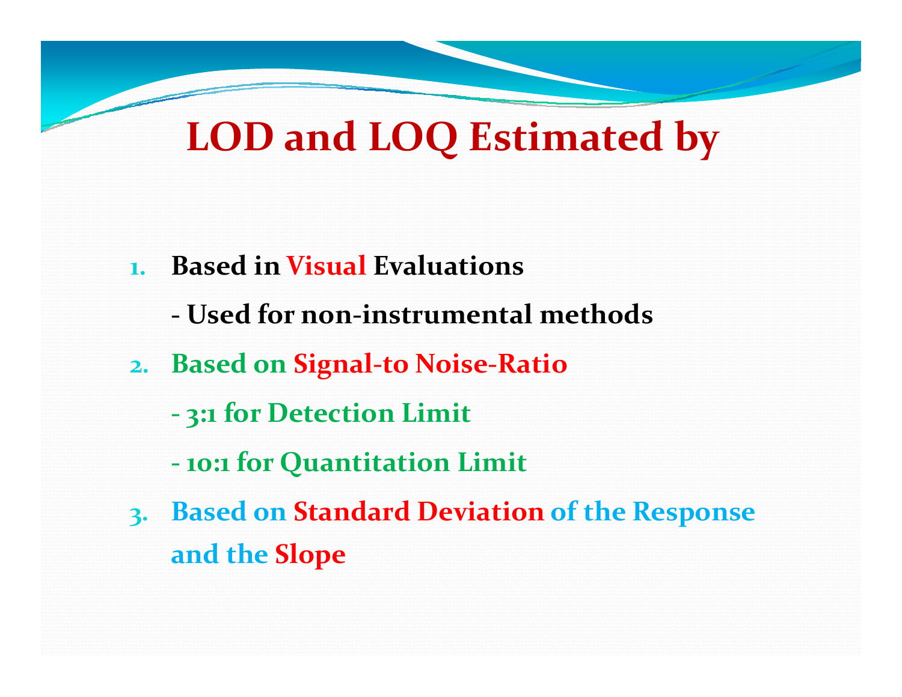# LOD and LOQ Estimated by

1. **Based in Visual Evaluations**

   **- Used for non-instrumental methods**

2. **Based on Signal-to Noise-Ratio**

   **- 3:1 for Detection Limit**

   **- 10:1 for Quantitation Limit**

3. **Based on Standard Deviation of the Response and the Slope**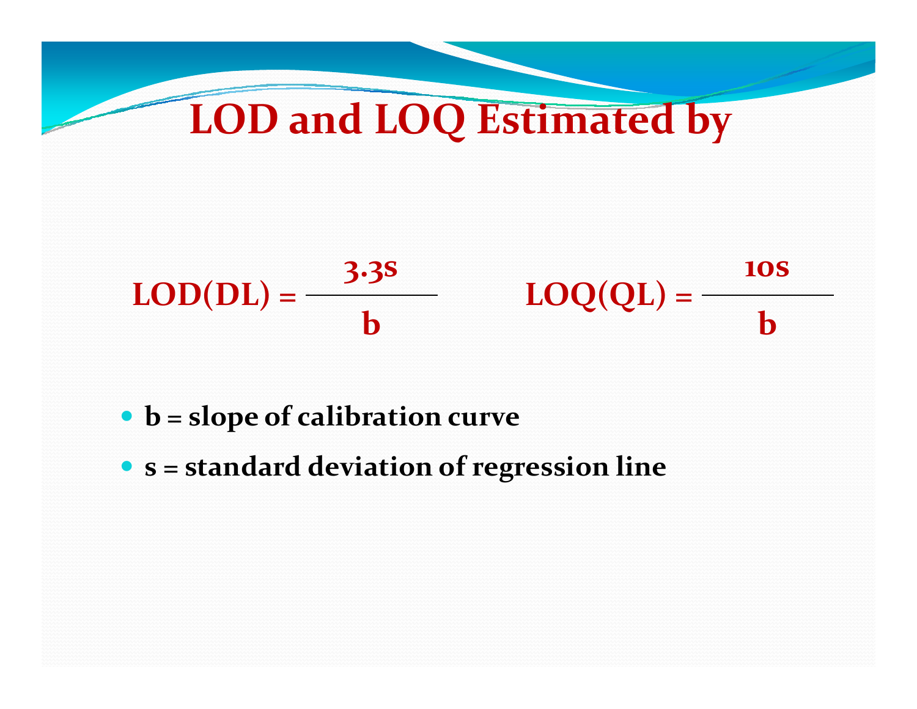# LOD and LOQ Estimated by

$$\text{LOD(DL)} = \frac{3.3s}{b} \qquad \text{LOQ(QL)} = \frac{10s}{b}$$

- **b = slope of calibration curve**
- **s = standard deviation of regression line**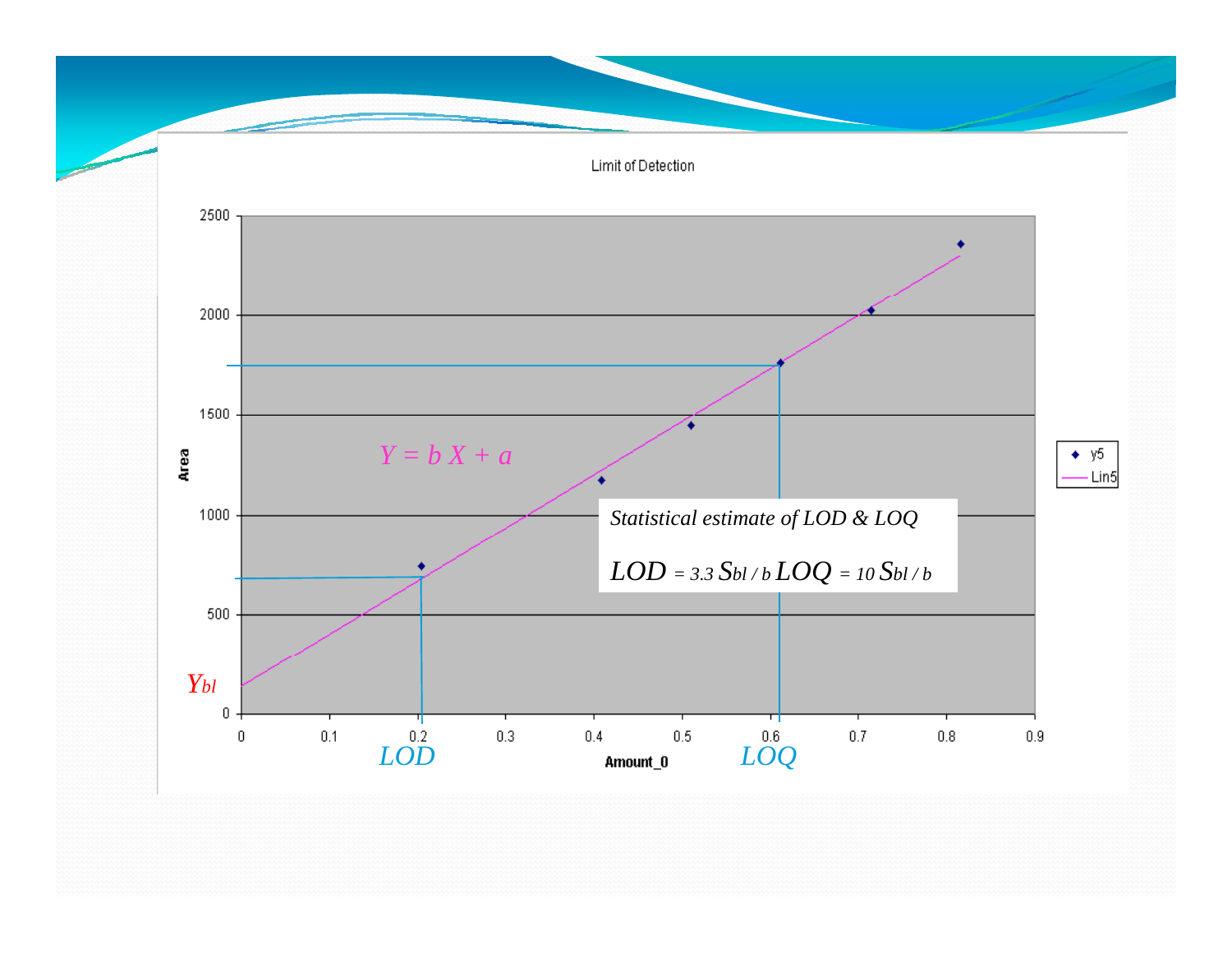Limit of Detection

$Y = b\,X + a$

*Statistical estimate of LOD & LOQ*

$LOD = 3.3\, S_{bl} / b \quad LOQ = 10\, S_{bl} / b$

$Y_{bl}$

LOD

LOQ

Area

Amount_0

y5

Lin5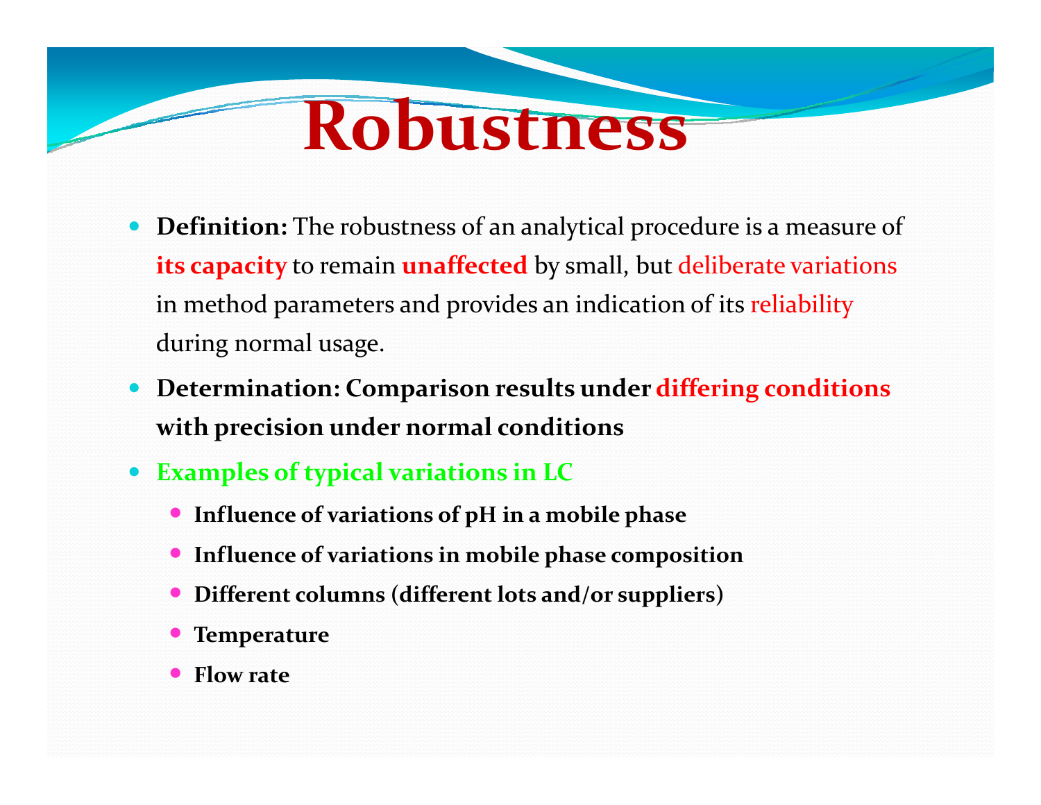# Robustness

- **Definition:** The robustness of an analytical procedure is a measure of **its capacity** to remain **unaffected** by small, but deliberate variations in method parameters and provides an indication of its reliability during normal usage.
- **Determination: Comparison results under differing conditions with precision under normal conditions**
- **Examples of typical variations in LC**
  - **Influence of variations of pH in a mobile phase**
  - **Influence of variations in mobile phase composition**
  - **Different columns (different lots and/or suppliers)**
  - **Temperature**
  - **Flow rate**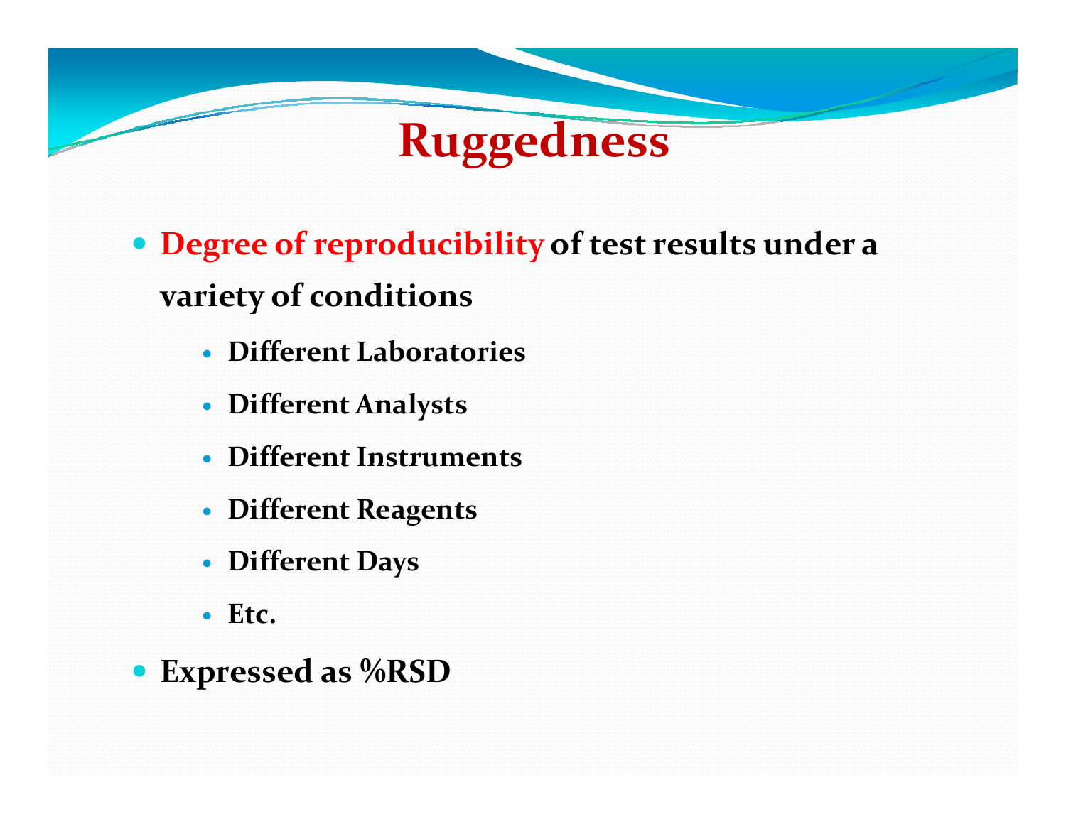# Ruggedness

- **Degree of reproducibility of test results under a variety of conditions**
  - **Different Laboratories**
  - **Different Analysts**
  - **Different Instruments**
  - **Different Reagents**
  - **Different Days**
  - **Etc.**
- **Expressed as %RSD**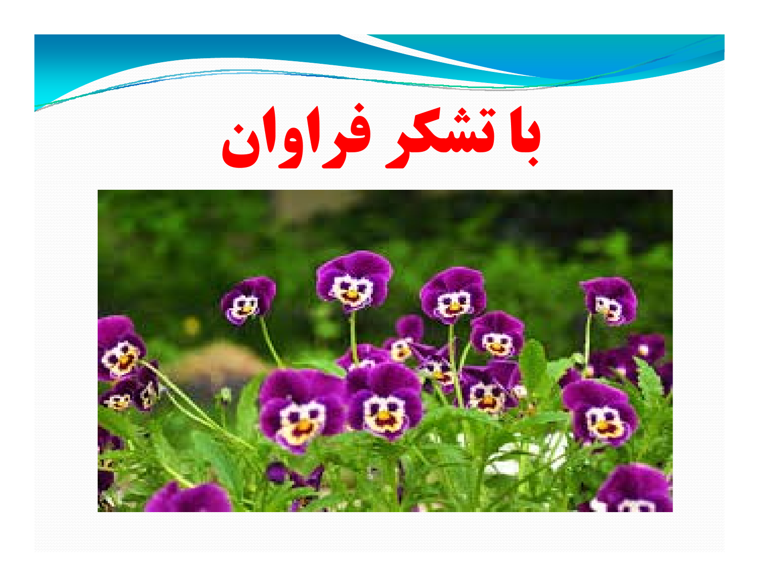# با تشکر فراوان